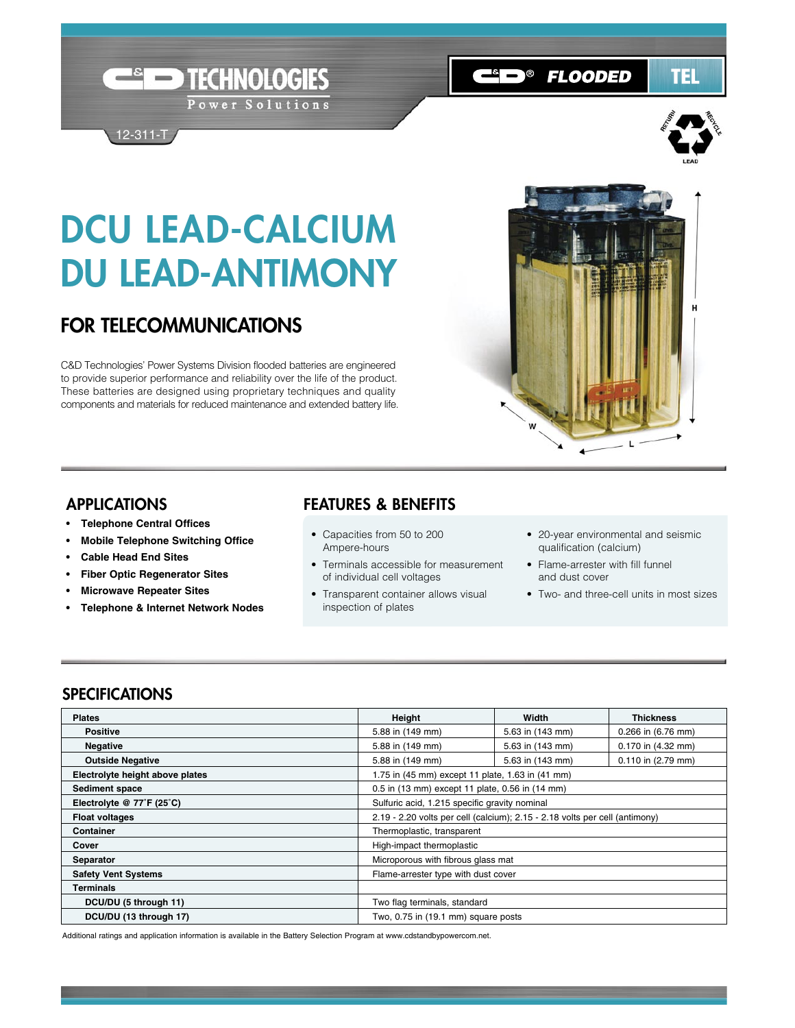C&D TECHNOLOGIES

Power Solutions

12-311-T

C&D® FLOODED TEL

# DCU LEAD-CALCIUM
# DU LEAD-ANTIMONY

## FOR TELECOMMUNICATIONS

C&D Technologies' Power Systems Division flooded batteries are engineered to provide superior performance and reliability over the life of the product. These batteries are designed using proprietary techniques and quality components and materials for reduced maintenance and extended battery life.

## APPLICATIONS

- **Telephone Central Offices**
- **Mobile Telephone Switching Office**
- **Cable Head End Sites**
- **Fiber Optic Regenerator Sites**
- **Microwave Repeater Sites**
- **Telephone & Internet Network Nodes**

## FEATURES & BENEFITS

- Capacities from 50 to 200 Ampere-hours
- Terminals accessible for measurement of individual cell voltages
- Transparent container allows visual inspection of plates
- 20-year environmental and seismic qualification (calcium)
- Flame-arrester with fill funnel and dust cover
- Two- and three-cell units in most sizes

## SPECIFICATIONS

| Plates | Height | Width | Thickness |
|---|---|---|---|
| Positive | 5.88 in (149 mm) | 5.63 in (143 mm) | 0.266 in (6.76 mm) |
| Negative | 5.88 in (149 mm) | 5.63 in (143 mm) | 0.170 in (4.32 mm) |
| Outside Negative | 5.88 in (149 mm) | 5.63 in (143 mm) | 0.110 in (2.79 mm) |
| Electrolyte height above plates | 1.75 in (45 mm) except 11 plate, 1.63 in (41 mm) | | |
| Sediment space | 0.5 in (13 mm) except 11 plate, 0.56 in (14 mm) | | |
| Electrolyte @ 77˚F (25˚C) | Sulfuric acid, 1.215 specific gravity nominal | | |
| Float voltages | 2.19 - 2.20 volts per cell (calcium); 2.15 - 2.18 volts per cell (antimony) | | |
| Container | Thermoplastic, transparent | | |
| Cover | High-impact thermoplastic | | |
| Separator | Microporous with fibrous glass mat | | |
| Safety Vent Systems | Flame-arrester type with dust cover | | |
| Terminals | | | |
| DCU/DU (5 through 11) | Two flag terminals, standard | | |
| DCU/DU (13 through 17) | Two, 0.75 in (19.1 mm) square posts | | |

Additional ratings and application information is available in the Battery Selection Program at www.cdstandbypowercom.net.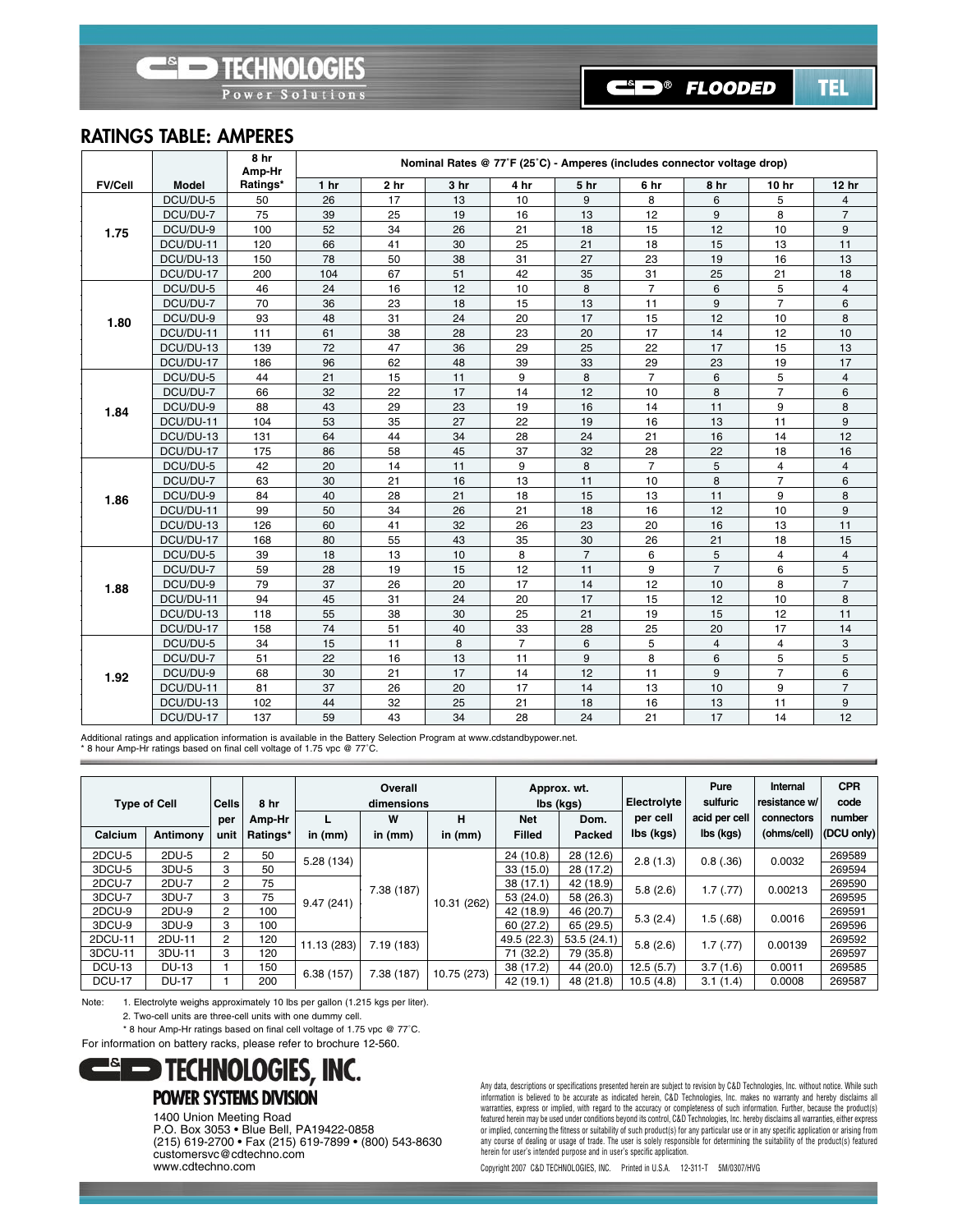## RATINGS TABLE: AMPERES

| FV/Cell | Model | 8 hr Amp-Hr Ratings* | Nominal Rates @ 77˚F (25˚C) - Amperes (includes connector voltage drop) | | | | | | | | |
|---|---|---|---|---|---|---|---|---|---|---|---|
| | | | 1 hr | 2 hr | 3 hr | 4 hr | 5 hr | 6 hr | 8 hr | 10 hr | 12 hr |
| 1.75 | DCU/DU-5 | 50 | 26 | 17 | 13 | 10 | 9 | 8 | 6 | 5 | 4 |
| | DCU/DU-7 | 75 | 39 | 25 | 19 | 16 | 13 | 12 | 9 | 8 | 7 |
| | DCU/DU-9 | 100 | 52 | 34 | 26 | 21 | 18 | 15 | 12 | 10 | 9 |
| | DCU/DU-11 | 120 | 66 | 41 | 30 | 25 | 21 | 18 | 15 | 13 | 11 |
| | DCU/DU-13 | 150 | 78 | 50 | 38 | 31 | 27 | 23 | 19 | 16 | 13 |
| | DCU/DU-17 | 200 | 104 | 67 | 51 | 42 | 35 | 31 | 25 | 21 | 18 |
| 1.80 | DCU/DU-5 | 46 | 24 | 16 | 12 | 10 | 8 | 7 | 6 | 5 | 4 |
| | DCU/DU-7 | 70 | 36 | 23 | 18 | 15 | 13 | 11 | 9 | 7 | 6 |
| | DCU/DU-9 | 93 | 48 | 31 | 24 | 20 | 17 | 15 | 12 | 10 | 8 |
| | DCU/DU-11 | 111 | 61 | 38 | 28 | 23 | 20 | 17 | 14 | 12 | 10 |
| | DCU/DU-13 | 139 | 72 | 47 | 36 | 29 | 25 | 22 | 17 | 15 | 13 |
| | DCU/DU-17 | 186 | 96 | 62 | 48 | 39 | 33 | 29 | 23 | 19 | 17 |
| 1.84 | DCU/DU-5 | 44 | 21 | 15 | 11 | 9 | 8 | 7 | 6 | 5 | 4 |
| | DCU/DU-7 | 66 | 32 | 22 | 17 | 14 | 12 | 10 | 8 | 7 | 6 |
| | DCU/DU-9 | 88 | 43 | 29 | 23 | 19 | 16 | 14 | 11 | 9 | 8 |
| | DCU/DU-11 | 104 | 53 | 35 | 27 | 22 | 19 | 16 | 13 | 11 | 9 |
| | DCU/DU-13 | 131 | 64 | 44 | 34 | 28 | 24 | 21 | 16 | 14 | 12 |
| | DCU/DU-17 | 175 | 86 | 58 | 45 | 37 | 32 | 28 | 22 | 18 | 16 |
| 1.86 | DCU/DU-5 | 42 | 20 | 14 | 11 | 9 | 8 | 7 | 5 | 4 | 4 |
| | DCU/DU-7 | 63 | 30 | 21 | 16 | 13 | 11 | 10 | 8 | 7 | 6 |
| | DCU/DU-9 | 84 | 40 | 28 | 21 | 18 | 15 | 13 | 11 | 9 | 8 |
| | DCU/DU-11 | 99 | 50 | 34 | 26 | 21 | 18 | 16 | 12 | 10 | 9 |
| | DCU/DU-13 | 126 | 60 | 41 | 32 | 26 | 23 | 20 | 16 | 13 | 11 |
| | DCU/DU-17 | 168 | 80 | 55 | 43 | 35 | 30 | 26 | 21 | 18 | 15 |
| 1.88 | DCU/DU-5 | 39 | 18 | 13 | 10 | 8 | 7 | 6 | 5 | 4 | 4 |
| | DCU/DU-7 | 59 | 28 | 19 | 15 | 12 | 11 | 9 | 7 | 6 | 5 |
| | DCU/DU-9 | 79 | 37 | 26 | 20 | 17 | 14 | 12 | 10 | 8 | 7 |
| | DCU/DU-11 | 94 | 45 | 31 | 24 | 20 | 17 | 15 | 12 | 10 | 8 |
| | DCU/DU-13 | 118 | 55 | 38 | 30 | 25 | 21 | 19 | 15 | 12 | 11 |
| | DCU/DU-17 | 158 | 74 | 51 | 40 | 33 | 28 | 25 | 20 | 17 | 14 |
| 1.92 | DCU/DU-5 | 34 | 15 | 11 | 8 | 7 | 6 | 5 | 4 | 4 | 3 |
| | DCU/DU-7 | 51 | 22 | 16 | 13 | 11 | 9 | 8 | 6 | 5 | 5 |
| | DCU/DU-9 | 68 | 30 | 21 | 17 | 14 | 12 | 11 | 9 | 7 | 6 |
| | DCU/DU-11 | 81 | 37 | 26 | 20 | 17 | 14 | 13 | 10 | 9 | 7 |
| | DCU/DU-13 | 102 | 44 | 32 | 25 | 21 | 18 | 16 | 13 | 11 | 9 |
| | DCU/DU-17 | 137 | 59 | 43 | 34 | 28 | 24 | 21 | 17 | 14 | 12 |

Additional ratings and application information is available in the Battery Selection Program at www.cdstandbypower.net.
* 8 hour Amp-Hr ratings based on final cell voltage of 1.75 vpc @ 77˚C.

| Type of Cell | | Cells per unit | 8 hr Amp-Hr Ratings* | Overall dimensions | | | Approx. wt. lbs (kgs) | | Electrolyte per cell lbs (kgs) | Pure sulfuric acid per cell lbs (kgs) | Internal resistance w/ connectors (ohms/cell) | CPR code number (DCU only) |
|---|---|---|---|---|---|---|---|---|---|---|---|---|
| Calcium | Antimony | | | L in (mm) | W in (mm) | H in (mm) | Net Filled | Dom. Packed | | | | |
| 2DCU-5 | 2DU-5 | 2 | 50 | 5.28 (134) | 7.38 (187) | 10.31 (262) | 24 (10.8) | 28 (12.6) | 2.8 (1.3) | 0.8 (.36) | 0.0032 | 269589 |
| 3DCU-5 | 3DU-5 | 3 | 50 | | | | 33 (15.0) | 28 (17.2) | | | | 269594 |
| 2DCU-7 | 2DU-7 | 2 | 75 | 9.47 (241) | | | 38 (17.1) | 42 (18.9) | 5.8 (2.6) | 1.7 (.77) | 0.00213 | 269590 |
| 3DCU-7 | 3DU-7 | 3 | 75 | | | | 53 (24.0) | 58 (26.3) | | | | 269595 |
| 2DCU-9 | 2DU-9 | 2 | 100 | | | | 42 (18.9) | 46 (20.7) | 5.3 (2.4) | 1.5 (.68) | 0.0016 | 269591 |
| 3DCU-9 | 3DU-9 | 3 | 100 | | | | 60 (27.2) | 65 (29.5) | | | | 269596 |
| 2DCU-11 | 2DU-11 | 2 | 120 | 11.13 (283) | 7.19 (183) | | 49.5 (22.3) | 53.5 (24.1) | 5.8 (2.6) | 1.7 (.77) | 0.00139 | 269592 |
| 3DCU-11 | 3DU-11 | 3 | 120 | | | | 71 (32.2) | 79 (35.8) | | | | 269597 |
| DCU-13 | DU-13 | 1 | 150 | 6.38 (157) | 7.38 (187) | 10.75 (273) | 38 (17.2) | 44 (20.0) | 12.5 (5.7) | 3.7 (1.6) | 0.0011 | 269585 |
| DCU-17 | DU-17 | 1 | 200 | | | | 42 (19.1) | 48 (21.8) | 10.5 (4.8) | 3.1 (1.4) | 0.0008 | 269587 |

Note: 1. Electrolyte weighs approximately 10 lbs per gallon (1.215 kgs per liter).
2. Two-cell units are three-cell units with one dummy cell.
* 8 hour Amp-Hr ratings based on final cell voltage of 1.75 vpc @ 77˚C.

For information on battery racks, please refer to brochure 12-560.

**C&D TECHNOLOGIES, INC.**
**POWER SYSTEMS DIVISION**
1400 Union Meeting Road
P.O. Box 3053 • Blue Bell, PA19422-0858
(215) 619-2700 • Fax (215) 619-7899 • (800) 543-8630
customersvc@cdtechno.com
www.cdtechno.com

Any data, descriptions or specifications presented herein are subject to revision by C&D Technologies, Inc. without notice. While such information is believed to be accurate as indicated herein, C&D Technologies, Inc. makes no warranty and hereby disclaims all warranties, express or implied, with regard to the accuracy or completeness of such information. Further, because the product(s) featured herein may be used under conditions beyond its control, C&D Technologies, Inc. hereby disclaims all warranties, either express or implied, concerning the fitness or suitability of such product(s) for any particular use or in any specific application or arising from any course of dealing or usage of trade. The user is solely responsible for determining the suitability of the product(s) featured herein for user's intended purpose and in user's specific application.

Copyright 2007 C&D TECHNOLOGIES, INC. Printed in U.S.A. 12-311-T 5M/0307/HVG